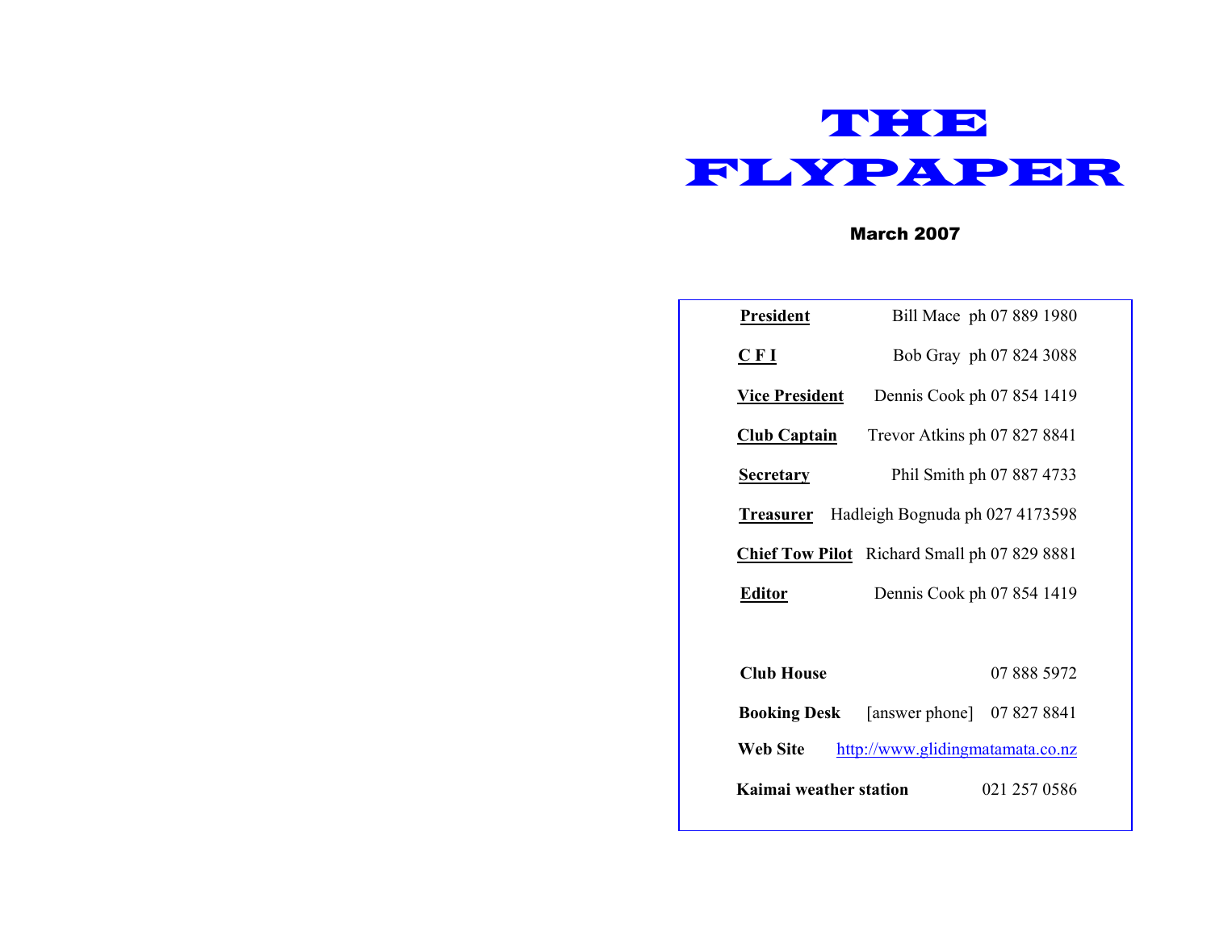# THE FLYPAPER

**March 2007**

| | |
|---|---|
| **President** | Bill Mace ph 07 889 1980 |
| **C F I** | Bob Gray ph 07 824 3088 |
| **Vice President** | Dennis Cook ph 07 854 1419 |
| **Club Captain** | Trevor Atkins ph 07 827 8841 |
| **Secretary** | Phil Smith ph 07 887 4733 |
| **Treasurer** | Hadleigh Bognuda ph 027 4173598 |
| **Chief Tow Pilot** | Richard Small ph 07 829 8881 |
| **Editor** | Dennis Cook ph 07 854 1419 |

**Club House** 07 888 5972

**Booking Desk** [answer phone] 07 827 8841

**Web Site** http://www.glidingmatamata.co.nz

**Kaimai weather station** 021 257 0586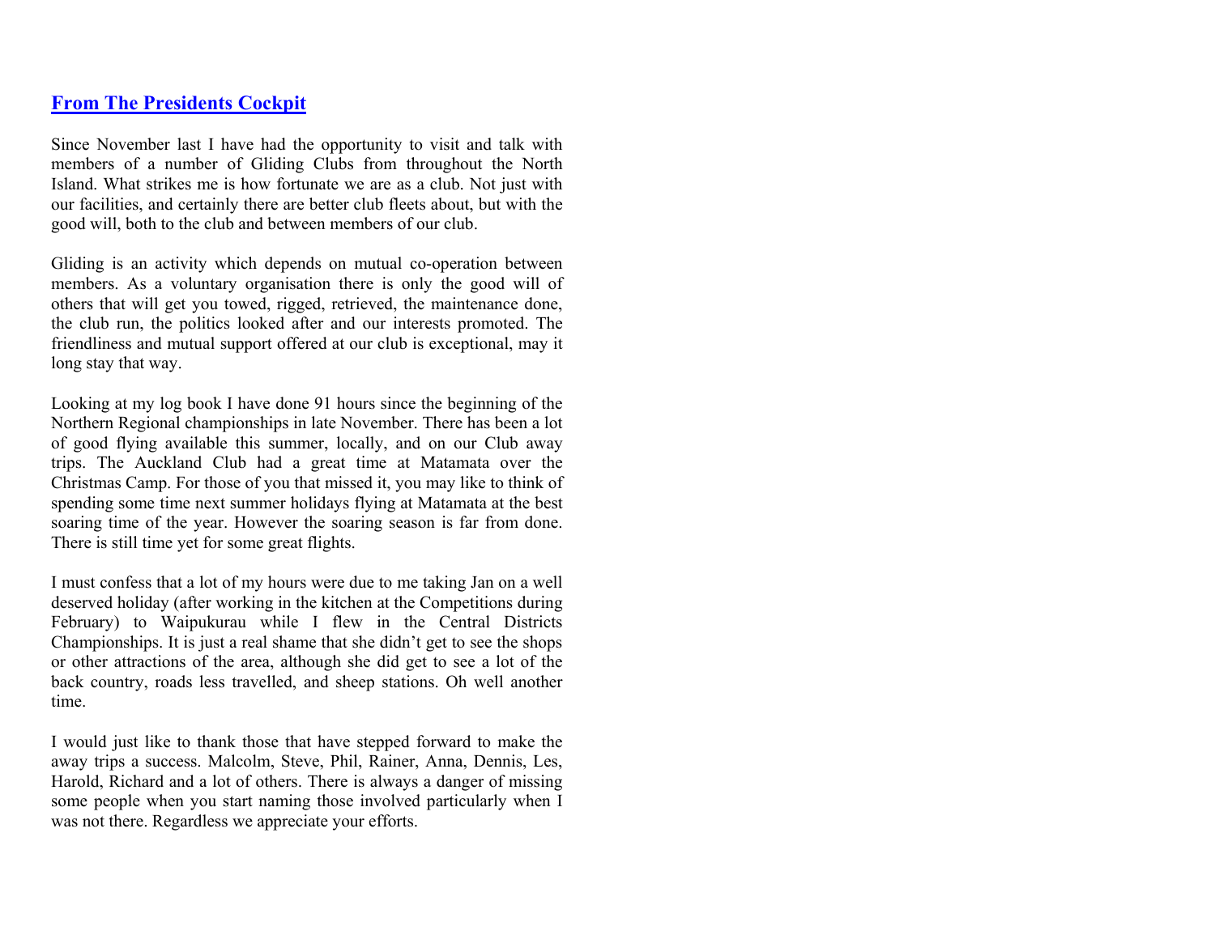## From The Presidents Cockpit

Since November last I have had the opportunity to visit and talk with members of a number of Gliding Clubs from throughout the North Island. What strikes me is how fortunate we are as a club. Not just with our facilities, and certainly there are better club fleets about, but with the good will, both to the club and between members of our club.

Gliding is an activity which depends on mutual co-operation between members. As a voluntary organisation there is only the good will of others that will get you towed, rigged, retrieved, the maintenance done, the club run, the politics looked after and our interests promoted. The friendliness and mutual support offered at our club is exceptional, may it long stay that way.

Looking at my log book I have done 91 hours since the beginning of the Northern Regional championships in late November. There has been a lot of good flying available this summer, locally, and on our Club away trips. The Auckland Club had a great time at Matamata over the Christmas Camp. For those of you that missed it, you may like to think of spending some time next summer holidays flying at Matamata at the best soaring time of the year. However the soaring season is far from done. There is still time yet for some great flights.

I must confess that a lot of my hours were due to me taking Jan on a well deserved holiday (after working in the kitchen at the Competitions during February) to Waipukurau while I flew in the Central Districts Championships. It is just a real shame that she didn't get to see the shops or other attractions of the area, although she did get to see a lot of the back country, roads less travelled, and sheep stations. Oh well another time.

I would just like to thank those that have stepped forward to make the away trips a success. Malcolm, Steve, Phil, Rainer, Anna, Dennis, Les, Harold, Richard and a lot of others. There is always a danger of missing some people when you start naming those involved particularly when I was not there. Regardless we appreciate your efforts.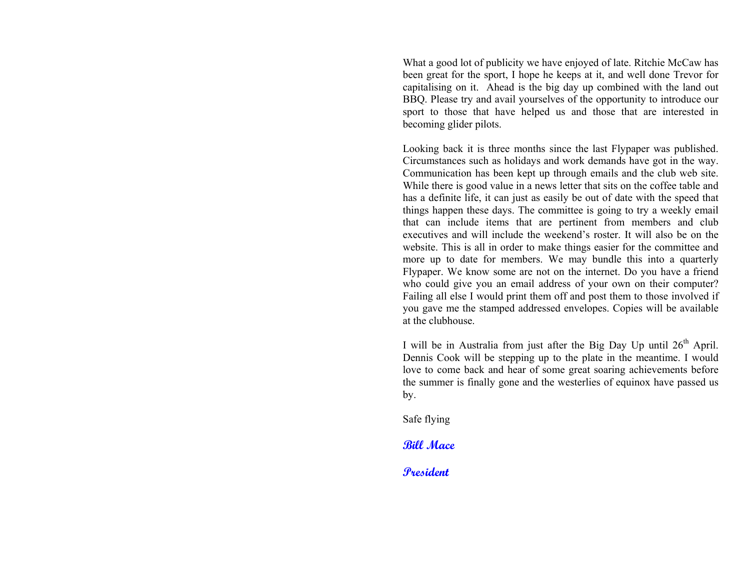What a good lot of publicity we have enjoyed of late. Ritchie McCaw has been great for the sport, I hope he keeps at it, and well done Trevor for capitalising on it. Ahead is the big day up combined with the land out BBQ. Please try and avail yourselves of the opportunity to introduce our sport to those that have helped us and those that are interested in becoming glider pilots.

Looking back it is three months since the last Flypaper was published. Circumstances such as holidays and work demands have got in the way. Communication has been kept up through emails and the club web site. While there is good value in a news letter that sits on the coffee table and has a definite life, it can just as easily be out of date with the speed that things happen these days. The committee is going to try a weekly email that can include items that are pertinent from members and club executives and will include the weekend's roster. It will also be on the website. This is all in order to make things easier for the committee and more up to date for members. We may bundle this into a quarterly Flypaper. We know some are not on the internet. Do you have a friend who could give you an email address of your own on their computer? Failing all else I would print them off and post them to those involved if you gave me the stamped addressed envelopes. Copies will be available at the clubhouse.

I will be in Australia from just after the Big Day Up until 26th April. Dennis Cook will be stepping up to the plate in the meantime. I would love to come back and hear of some great soaring achievements before the summer is finally gone and the westerlies of equinox have passed us by.

Safe flying

**Bill Mace**

**President**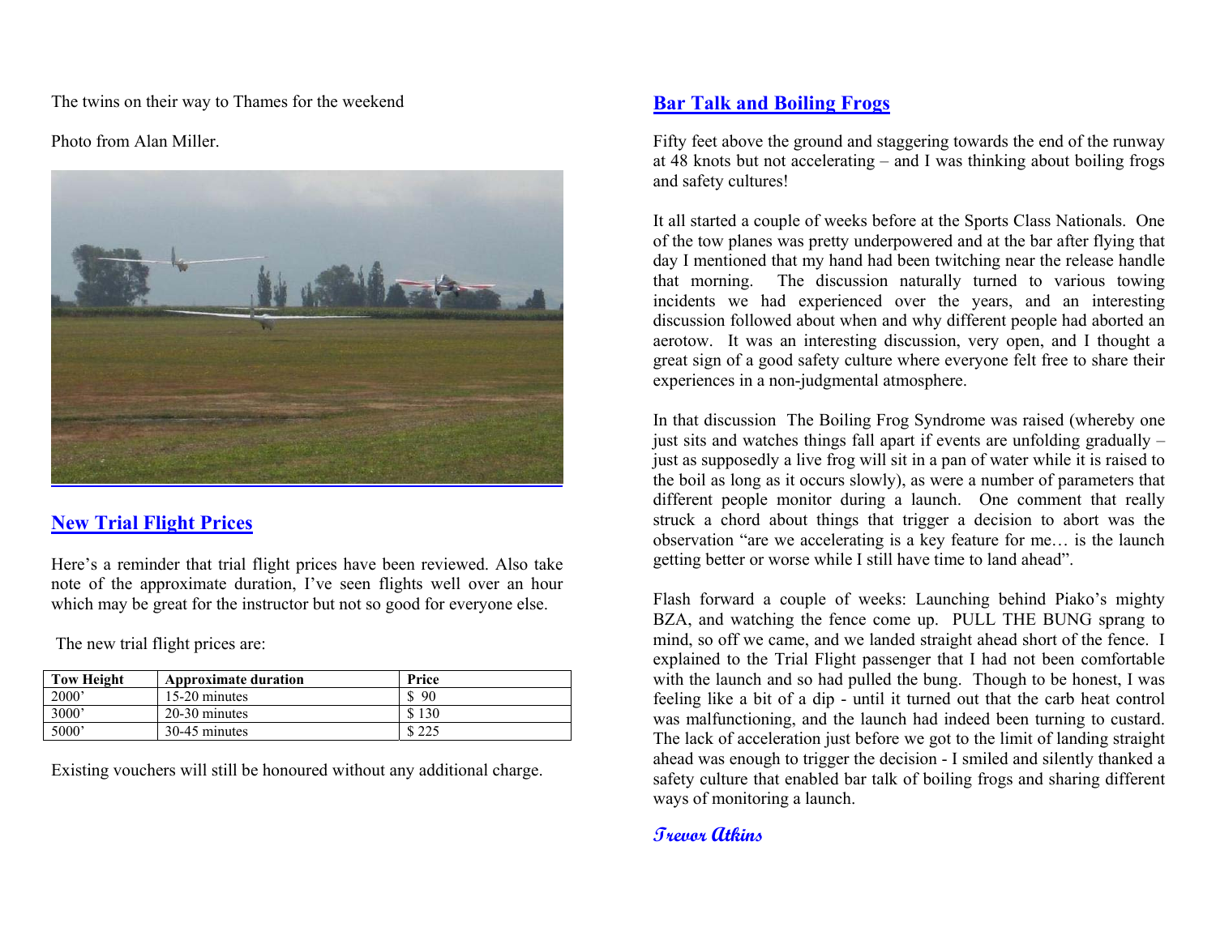The twins on their way to Thames for the weekend

Photo from Alan Miller.

## New Trial Flight Prices

Here's a reminder that trial flight prices have been reviewed. Also take note of the approximate duration, I've seen flights well over an hour which may be great for the instructor but not so good for everyone else.

The new trial flight prices are:

| Tow Height | Approximate duration | Price |
|---|---|---|
| 2000' | 15-20 minutes | $ 90 |
| 3000' | 20-30 minutes | $ 130 |
| 5000' | 30-45 minutes | $ 225 |

Existing vouchers will still be honoured without any additional charge.

## Bar Talk and Boiling Frogs

Fifty feet above the ground and staggering towards the end of the runway at 48 knots but not accelerating – and I was thinking about boiling frogs and safety cultures!

It all started a couple of weeks before at the Sports Class Nationals. One of the tow planes was pretty underpowered and at the bar after flying that day I mentioned that my hand had been twitching near the release handle that morning. The discussion naturally turned to various towing incidents we had experienced over the years, and an interesting discussion followed about when and why different people had aborted an aerotow. It was an interesting discussion, very open, and I thought a great sign of a good safety culture where everyone felt free to share their experiences in a non-judgmental atmosphere.

In that discussion The Boiling Frog Syndrome was raised (whereby one just sits and watches things fall apart if events are unfolding gradually – just as supposedly a live frog will sit in a pan of water while it is raised to the boil as long as it occurs slowly), as were a number of parameters that different people monitor during a launch. One comment that really struck a chord about things that trigger a decision to abort was the observation "are we accelerating is a key feature for me… is the launch getting better or worse while I still have time to land ahead".

Flash forward a couple of weeks: Launching behind Piako's mighty BZA, and watching the fence come up. PULL THE BUNG sprang to mind, so off we came, and we landed straight ahead short of the fence. I explained to the Trial Flight passenger that I had not been comfortable with the launch and so had pulled the bung. Though to be honest, I was feeling like a bit of a dip - until it turned out that the carb heat control was malfunctioning, and the launch had indeed been turning to custard. The lack of acceleration just before we got to the limit of landing straight ahead was enough to trigger the decision - I smiled and silently thanked a safety culture that enabled bar talk of boiling frogs and sharing different ways of monitoring a launch.

***Trevor Atkins***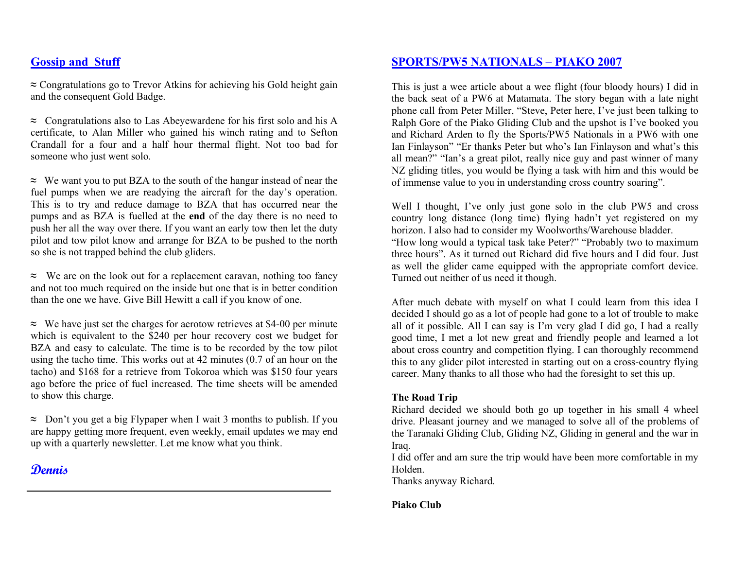## Gossip and Stuff

≈ Congratulations go to Trevor Atkins for achieving his Gold height gain and the consequent Gold Badge.

≈ Congratulations also to Las Abeyewardene for his first solo and his A certificate, to Alan Miller who gained his winch rating and to Sefton Crandall for a four and a half hour thermal flight. Not too bad for someone who just went solo.

≈ We want you to put BZA to the south of the hangar instead of near the fuel pumps when we are readying the aircraft for the day's operation. This is to try and reduce damage to BZA that has occurred near the pumps and as BZA is fuelled at the **end** of the day there is no need to push her all the way over there. If you want an early tow then let the duty pilot and tow pilot know and arrange for BZA to be pushed to the north so she is not trapped behind the club gliders.

≈ We are on the look out for a replacement caravan, nothing too fancy and not too much required on the inside but one that is in better condition than the one we have. Give Bill Hewitt a call if you know of one.

≈ We have just set the charges for aerotow retrieves at $4-00 per minute which is equivalent to the $240 per hour recovery cost we budget for BZA and easy to calculate. The time is to be recorded by the tow pilot using the tacho time. This works out at 42 minutes (0.7 of an hour on the tacho) and $168 for a retrieve from Tokoroa which was $150 four years ago before the price of fuel increased. The time sheets will be amended to show this charge.

≈ Don't you get a big Flypaper when I wait 3 months to publish. If you are happy getting more frequent, even weekly, email updates we may end up with a quarterly newsletter. Let me know what you think.

*Dennis*

---

## SPORTS/PW5 NATIONALS – PIAKO 2007

This is just a wee article about a wee flight (four bloody hours) I did in the back seat of a PW6 at Matamata. The story began with a late night phone call from Peter Miller, "Steve, Peter here, I've just been talking to Ralph Gore of the Piako Gliding Club and the upshot is I've booked you and Richard Arden to fly the Sports/PW5 Nationals in a PW6 with one Ian Finlayson" "Er thanks Peter but who's Ian Finlayson and what's this all mean?" "Ian's a great pilot, really nice guy and past winner of many NZ gliding titles, you would be flying a task with him and this would be of immense value to you in understanding cross country soaring".

Well I thought, I've only just gone solo in the club PW5 and cross country long distance (long time) flying hadn't yet registered on my horizon. I also had to consider my Woolworths/Warehouse bladder.
"How long would a typical task take Peter?" "Probably two to maximum three hours". As it turned out Richard did five hours and I did four. Just as well the glider came equipped with the appropriate comfort device. Turned out neither of us need it though.

After much debate with myself on what I could learn from this idea I decided I should go as a lot of people had gone to a lot of trouble to make all of it possible. All I can say is I'm very glad I did go, I had a really good time, I met a lot new great and friendly people and learned a lot about cross country and competition flying. I can thoroughly recommend this to any glider pilot interested in starting out on a cross-country flying career. Many thanks to all those who had the foresight to set this up.

**The Road Trip**
Richard decided we should both go up together in his small 4 wheel drive. Pleasant journey and we managed to solve all of the problems of the Taranaki Gliding Club, Gliding NZ, Gliding in general and the war in Iraq.
I did offer and am sure the trip would have been more comfortable in my Holden.
Thanks anyway Richard.

**Piako Club**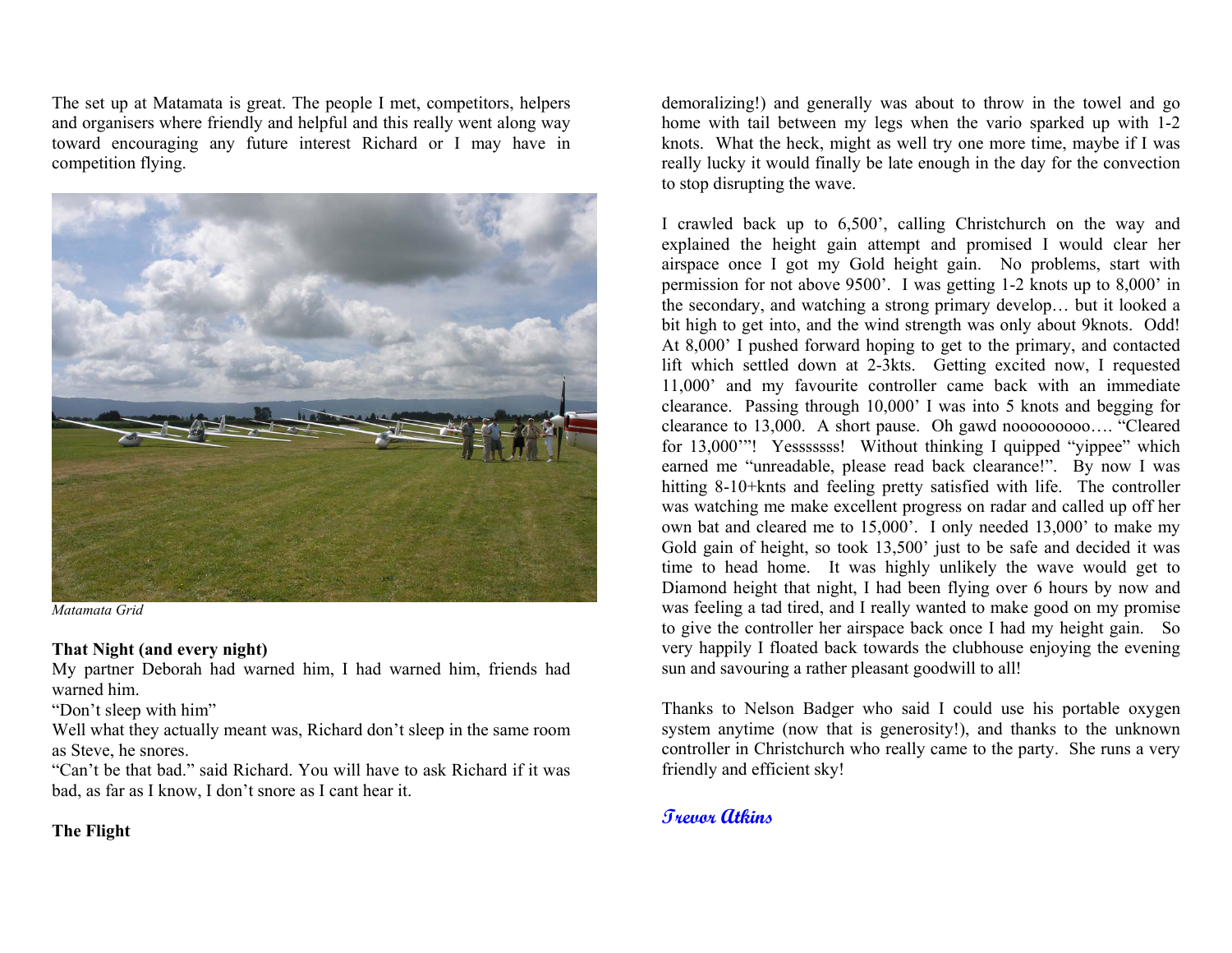The set up at Matamata is great. The people I met, competitors, helpers and organisers where friendly and helpful and this really went along way toward encouraging any future interest Richard or I may have in competition flying.

*Matamata Grid*

**That Night (and every night)**

My partner Deborah had warned him, I had warned him, friends had warned him.

"Don't sleep with him"

Well what they actually meant was, Richard don't sleep in the same room as Steve, he snores.

"Can't be that bad." said Richard. You will have to ask Richard if it was bad, as far as I know, I don't snore as I cant hear it.

**The Flight**

demoralizing!) and generally was about to throw in the towel and go home with tail between my legs when the vario sparked up with 1-2 knots. What the heck, might as well try one more time, maybe if I was really lucky it would finally be late enough in the day for the convection to stop disrupting the wave.

I crawled back up to 6,500', calling Christchurch on the way and explained the height gain attempt and promised I would clear her airspace once I got my Gold height gain. No problems, start with permission for not above 9500'. I was getting 1-2 knots up to 8,000' in the secondary, and watching a strong primary develop… but it looked a bit high to get into, and the wind strength was only about 9knots. Odd! At 8,000' I pushed forward hoping to get to the primary, and contacted lift which settled down at 2-3kts. Getting excited now, I requested 11,000' and my favourite controller came back with an immediate clearance. Passing through 10,000' I was into 5 knots and begging for clearance to 13,000. A short pause. Oh gawd noooooooooo…. "Cleared for 13,000'"! Yesssssss! Without thinking I quipped "yippee" which earned me "unreadable, please read back clearance!". By now I was hitting 8-10+knts and feeling pretty satisfied with life. The controller was watching me make excellent progress on radar and called up off her own bat and cleared me to 15,000'. I only needed 13,000' to make my Gold gain of height, so took 13,500' just to be safe and decided it was time to head home. It was highly unlikely the wave would get to Diamond height that night, I had been flying over 6 hours by now and was feeling a tad tired, and I really wanted to make good on my promise to give the controller her airspace back once I had my height gain. So very happily I floated back towards the clubhouse enjoying the evening sun and savouring a rather pleasant goodwill to all!

Thanks to Nelson Badger who said I could use his portable oxygen system anytime (now that is generosity!), and thanks to the unknown controller in Christchurch who really came to the party. She runs a very friendly and efficient sky!

***Trevor Atkins***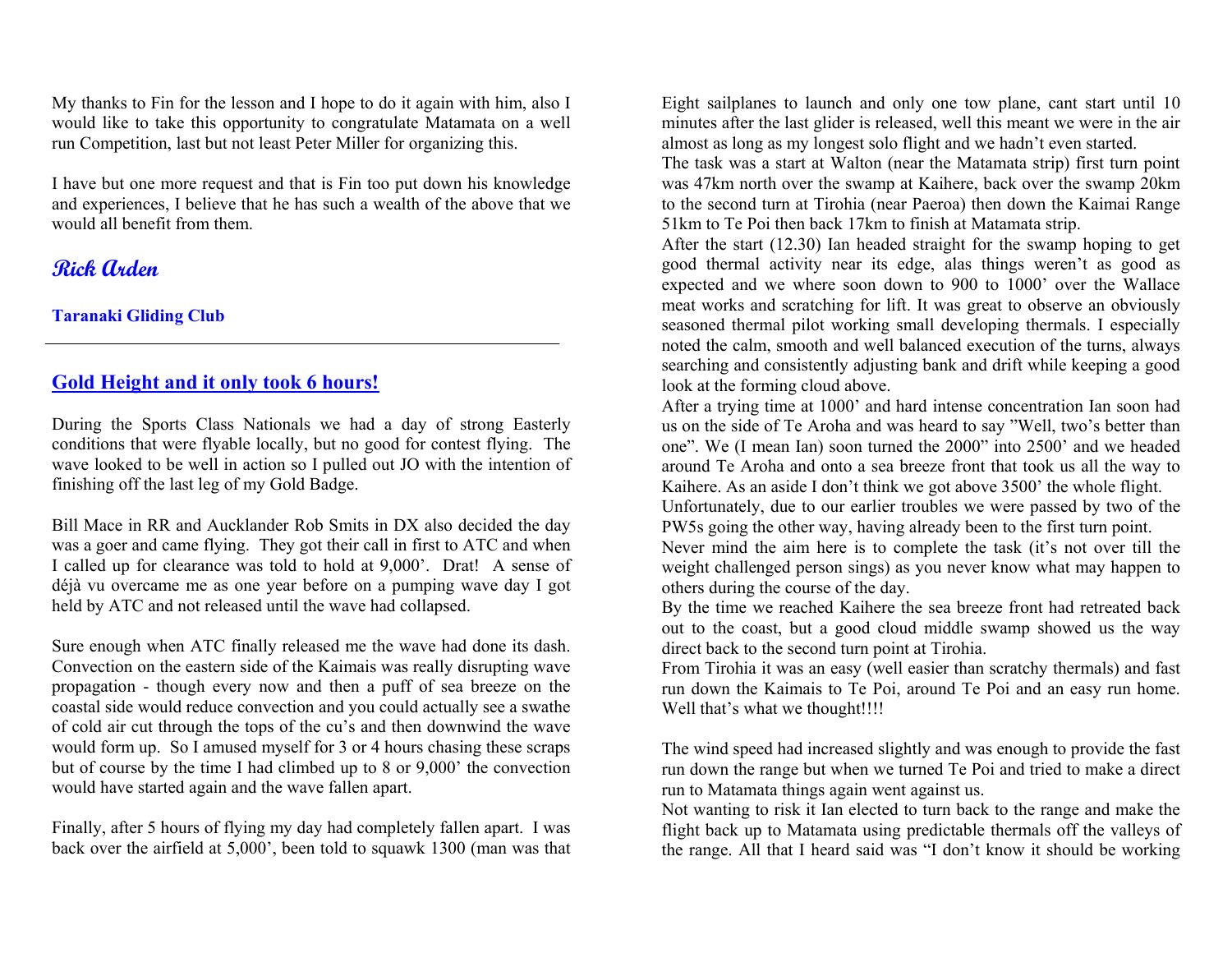My thanks to Fin for the lesson and I hope to do it again with him, also I would like to take this opportunity to congratulate Matamata on a well run Competition, last but not least Peter Miller for organizing this.

I have but one more request and that is Fin too put down his knowledge and experiences, I believe that he has such a wealth of the above that we would all benefit from them.

**Rick Arden**

**Taranaki Gliding Club**

---

## Gold Height and it only took 6 hours!

During the Sports Class Nationals we had a day of strong Easterly conditions that were flyable locally, but no good for contest flying. The wave looked to be well in action so I pulled out JO with the intention of finishing off the last leg of my Gold Badge.

Bill Mace in RR and Aucklander Rob Smits in DX also decided the day was a goer and came flying. They got their call in first to ATC and when I called up for clearance was told to hold at 9,000'. Drat! A sense of déjà vu overcame me as one year before on a pumping wave day I got held by ATC and not released until the wave had collapsed.

Sure enough when ATC finally released me the wave had done its dash. Convection on the eastern side of the Kaimais was really disrupting wave propagation - though every now and then a puff of sea breeze on the coastal side would reduce convection and you could actually see a swathe of cold air cut through the tops of the cu's and then downwind the wave would form up. So I amused myself for 3 or 4 hours chasing these scraps but of course by the time I had climbed up to 8 or 9,000' the convection would have started again and the wave fallen apart.

Finally, after 5 hours of flying my day had completely fallen apart. I was back over the airfield at 5,000', been told to squawk 1300 (man was that

Eight sailplanes to launch and only one tow plane, cant start until 10 minutes after the last glider is released, well this meant we were in the air almost as long as my longest solo flight and we hadn't even started.
The task was a start at Walton (near the Matamata strip) first turn point was 47km north over the swamp at Kaihere, back over the swamp 20km to the second turn at Tirohia (near Paeroa) then down the Kaimai Range 51km to Te Poi then back 17km to finish at Matamata strip.
After the start (12.30) Ian headed straight for the swamp hoping to get good thermal activity near its edge, alas things weren't as good as expected and we where soon down to 900 to 1000' over the Wallace meat works and scratching for lift. It was great to observe an obviously seasoned thermal pilot working small developing thermals. I especially noted the calm, smooth and well balanced execution of the turns, always searching and consistently adjusting bank and drift while keeping a good look at the forming cloud above.
After a trying time at 1000' and hard intense concentration Ian soon had us on the side of Te Aroha and was heard to say "Well, two's better than one". We (I mean Ian) soon turned the 2000" into 2500' and we headed around Te Aroha and onto a sea breeze front that took us all the way to Kaihere. As an aside I don't think we got above 3500' the whole flight.
Unfortunately, due to our earlier troubles we were passed by two of the PW5s going the other way, having already been to the first turn point.
Never mind the aim here is to complete the task (it's not over till the weight challenged person sings) as you never know what may happen to others during the course of the day.
By the time we reached Kaihere the sea breeze front had retreated back out to the coast, but a good cloud middle swamp showed us the way direct back to the second turn point at Tirohia.
From Tirohia it was an easy (well easier than scratchy thermals) and fast run down the Kaimais to Te Poi, around Te Poi and an easy run home. Well that's what we thought!!!!

The wind speed had increased slightly and was enough to provide the fast run down the range but when we turned Te Poi and tried to make a direct run to Matamata things again went against us.
Not wanting to risk it Ian elected to turn back to the range and make the flight back up to Matamata using predictable thermals off the valleys of the range. All that I heard said was "I don't know it should be working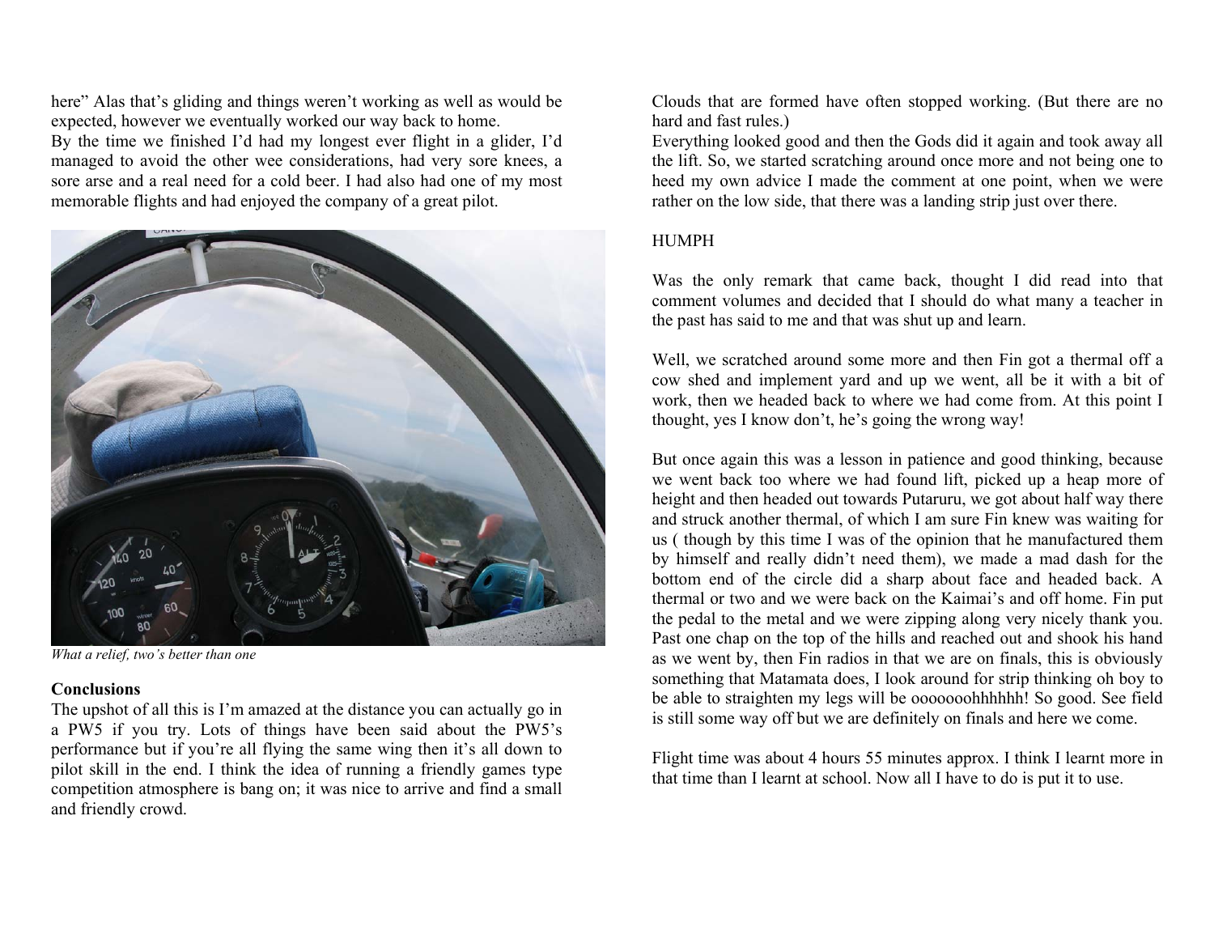here" Alas that's gliding and things weren't working as well as would be expected, however we eventually worked our way back to home.
By the time we finished I'd had my longest ever flight in a glider, I'd managed to avoid the other wee considerations, had very sore knees, a sore arse and a real need for a cold beer. I had also had one of my most memorable flights and had enjoyed the company of a great pilot.

*What a relief, two's better than one*

**Conclusions**

The upshot of all this is I'm amazed at the distance you can actually go in a PW5 if you try. Lots of things have been said about the PW5's performance but if you're all flying the same wing then it's all down to pilot skill in the end. I think the idea of running a friendly games type competition atmosphere is bang on; it was nice to arrive and find a small and friendly crowd.

Clouds that are formed have often stopped working. (But there are no hard and fast rules.)
Everything looked good and then the Gods did it again and took away all the lift. So, we started scratching around once more and not being one to heed my own advice I made the comment at one point, when we were rather on the low side, that there was a landing strip just over there.

HUMPH

Was the only remark that came back, thought I did read into that comment volumes and decided that I should do what many a teacher in the past has said to me and that was shut up and learn.

Well, we scratched around some more and then Fin got a thermal off a cow shed and implement yard and up we went, all be it with a bit of work, then we headed back to where we had come from. At this point I thought, yes I know don't, he's going the wrong way!

But once again this was a lesson in patience and good thinking, because we went back too where we had found lift, picked up a heap more of height and then headed out towards Putaruru, we got about half way there and struck another thermal, of which I am sure Fin knew was waiting for us ( though by this time I was of the opinion that he manufactured them by himself and really didn't need them), we made a mad dash for the bottom end of the circle did a sharp about face and headed back. A thermal or two and we were back on the Kaimai's and off home. Fin put the pedal to the metal and we were zipping along very nicely thank you. Past one chap on the top of the hills and reached out and shook his hand as we went by, then Fin radios in that we are on finals, this is obviously something that Matamata does, I look around for strip thinking oh boy to be able to straighten my legs will be ooooooohhhhhh! So good. See field is still some way off but we are definitely on finals and here we come.

Flight time was about 4 hours 55 minutes approx. I think I learnt more in that time than I learnt at school. Now all I have to do is put it to use.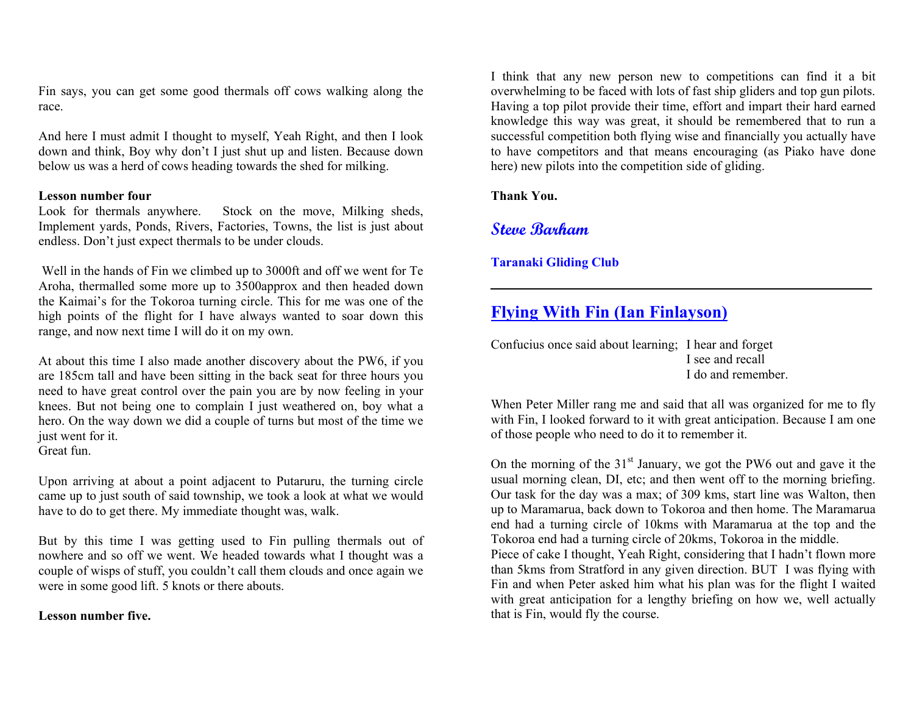Fin says, you can get some good thermals off cows walking along the race.

And here I must admit I thought to myself, Yeah Right, and then I look down and think, Boy why don't I just shut up and listen. Because down below us was a herd of cows heading towards the shed for milking.

**Lesson number four**
Look for thermals anywhere. Stock on the move, Milking sheds, Implement yards, Ponds, Rivers, Factories, Towns, the list is just about endless. Don't just expect thermals to be under clouds.

Well in the hands of Fin we climbed up to 3000ft and off we went for Te Aroha, thermalled some more up to 3500approx and then headed down the Kaimai's for the Tokoroa turning circle. This for me was one of the high points of the flight for I have always wanted to soar down this range, and now next time I will do it on my own.

At about this time I also made another discovery about the PW6, if you are 185cm tall and have been sitting in the back seat for three hours you need to have great control over the pain you are by now feeling in your knees. But not being one to complain I just weathered on, boy what a hero. On the way down we did a couple of turns but most of the time we just went for it.
Great fun.

Upon arriving at about a point adjacent to Putaruru, the turning circle came up to just south of said township, we took a look at what we would have to do to get there. My immediate thought was, walk.

But by this time I was getting used to Fin pulling thermals out of nowhere and so off we went. We headed towards what I thought was a couple of wisps of stuff, you couldn't call them clouds and once again we were in some good lift. 5 knots or there abouts.

**Lesson number five.**

I think that any new person new to competitions can find it a bit overwhelming to be faced with lots of fast ship gliders and top gun pilots. Having a top pilot provide their time, effort and impart their hard earned knowledge this way was great, it should be remembered that to run a successful competition both flying wise and financially you actually have to have competitors and that means encouraging (as Piako have done here) new pilots into the competition side of gliding.

**Thank You.**

***Steve Barham***

**Taranaki Gliding Club**

---

## Flying With Fin (Ian Finlayson)

Confucius once said about learning; I hear and forget
I see and recall
I do and remember.

When Peter Miller rang me and said that all was organized for me to fly with Fin, I looked forward to it with great anticipation. Because I am one of those people who need to do it to remember it.

On the morning of the 31st January, we got the PW6 out and gave it the usual morning clean, DI, etc; and then went off to the morning briefing. Our task for the day was a max; of 309 kms, start line was Walton, then up to Maramarua, back down to Tokoroa and then home. The Maramarua end had a turning circle of 10kms with Maramarua at the top and the Tokoroa end had a turning circle of 20kms, Tokoroa in the middle.
Piece of cake I thought, Yeah Right, considering that I hadn't flown more than 5kms from Stratford in any given direction. BUT I was flying with Fin and when Peter asked him what his plan was for the flight I waited with great anticipation for a lengthy briefing on how we, well actually that is Fin, would fly the course.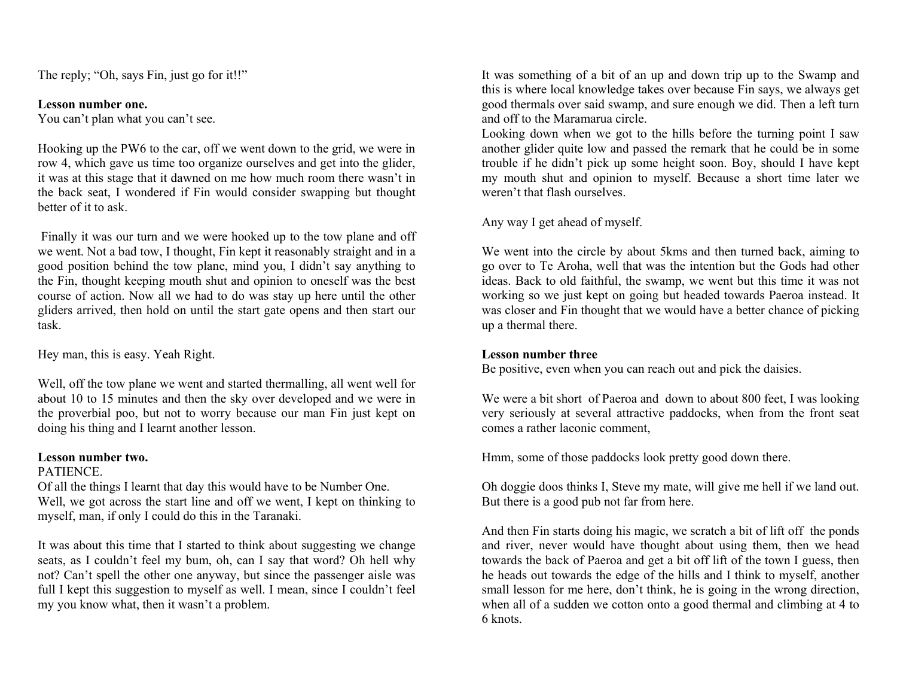The reply; "Oh, says Fin, just go for it!!"

**Lesson number one.**
You can't plan what you can't see.

Hooking up the PW6 to the car, off we went down to the grid, we were in row 4, which gave us time too organize ourselves and get into the glider, it was at this stage that it dawned on me how much room there wasn't in the back seat, I wondered if Fin would consider swapping but thought better of it to ask.

Finally it was our turn and we were hooked up to the tow plane and off we went. Not a bad tow, I thought, Fin kept it reasonably straight and in a good position behind the tow plane, mind you, I didn't say anything to the Fin, thought keeping mouth shut and opinion to oneself was the best course of action. Now all we had to do was stay up here until the other gliders arrived, then hold on until the start gate opens and then start our task.

Hey man, this is easy. Yeah Right.

Well, off the tow plane we went and started thermalling, all went well for about 10 to 15 minutes and then the sky over developed and we were in the proverbial poo, but not to worry because our man Fin just kept on doing his thing and I learnt another lesson.

**Lesson number two.**
PATIENCE.
Of all the things I learnt that day this would have to be Number One.
Well, we got across the start line and off we went, I kept on thinking to myself, man, if only I could do this in the Taranaki.

It was about this time that I started to think about suggesting we change seats, as I couldn't feel my bum, oh, can I say that word? Oh hell why not? Can't spell the other one anyway, but since the passenger aisle was full I kept this suggestion to myself as well. I mean, since I couldn't feel my you know what, then it wasn't a problem.

It was something of a bit of an up and down trip up to the Swamp and this is where local knowledge takes over because Fin says, we always get good thermals over said swamp, and sure enough we did. Then a left turn and off to the Maramarua circle.
Looking down when we got to the hills before the turning point I saw another glider quite low and passed the remark that he could be in some trouble if he didn't pick up some height soon. Boy, should I have kept my mouth shut and opinion to myself. Because a short time later we weren't that flash ourselves.

Any way I get ahead of myself.

We went into the circle by about 5kms and then turned back, aiming to go over to Te Aroha, well that was the intention but the Gods had other ideas. Back to old faithful, the swamp, we went but this time it was not working so we just kept on going but headed towards Paeroa instead. It was closer and Fin thought that we would have a better chance of picking up a thermal there.

**Lesson number three**
Be positive, even when you can reach out and pick the daisies.

We were a bit short of Paeroa and down to about 800 feet, I was looking very seriously at several attractive paddocks, when from the front seat comes a rather laconic comment,

Hmm, some of those paddocks look pretty good down there.

Oh doggie doos thinks I, Steve my mate, will give me hell if we land out. But there is a good pub not far from here.

And then Fin starts doing his magic, we scratch a bit of lift off the ponds and river, never would have thought about using them, then we head towards the back of Paeroa and get a bit off lift of the town I guess, then he heads out towards the edge of the hills and I think to myself, another small lesson for me here, don't think, he is going in the wrong direction, when all of a sudden we cotton onto a good thermal and climbing at 4 to 6 knots.